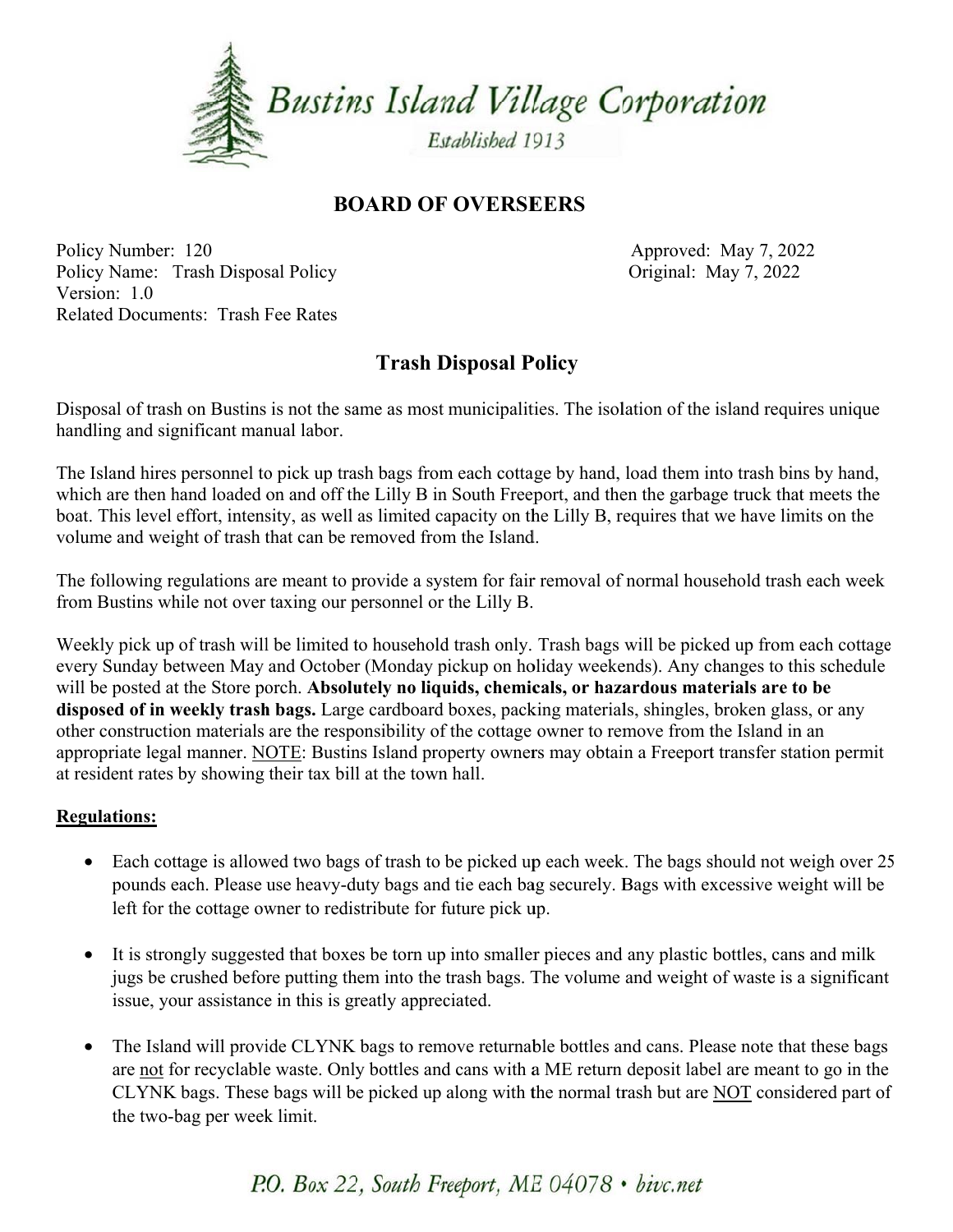# Bustins Island Village Corporation

*Established 1913*

## BOARD OF OVERSEERS

Policy Number: 120
Policy Name: Trash Disposal Policy
Version: 1.0
Related Documents: Trash Fee Rates

Approved: May 7, 2022
Original: May 7, 2022

## Trash Disposal Policy

Disposal of trash on Bustins is not the same as most municipalities. The isolation of the island requires unique handling and significant manual labor.

The Island hires personnel to pick up trash bags from each cottage by hand, load them into trash bins by hand, which are then hand loaded on and off the Lilly B in South Freeport, and then the garbage truck that meets the boat. This level effort, intensity, as well as limited capacity on the Lilly B, requires that we have limits on the volume and weight of trash that can be removed from the Island.

The following regulations are meant to provide a system for fair removal of normal household trash each week from Bustins while not over taxing our personnel or the Lilly B.

Weekly pick up of trash will be limited to household trash only. Trash bags will be picked up from each cottage every Sunday between May and October (Monday pickup on holiday weekends). Any changes to this schedule will be posted at the Store porch. **Absolutely no liquids, chemicals, or hazardous materials are to be disposed of in weekly trash bags.** Large cardboard boxes, packing materials, shingles, broken glass, or any other construction materials are the responsibility of the cottage owner to remove from the Island in an appropriate legal manner. <u>NOTE</u>: Bustins Island property owners may obtain a Freeport transfer station permit at resident rates by showing their tax bill at the town hall.

### <u>Regulations:</u>

- Each cottage is allowed two bags of trash to be picked up each week. The bags should not weigh over 25 pounds each. Please use heavy-duty bags and tie each bag securely. Bags with excessive weight will be left for the cottage owner to redistribute for future pick up.

- It is strongly suggested that boxes be torn up into smaller pieces and any plastic bottles, cans and milk jugs be crushed before putting them into the trash bags. The volume and weight of waste is a significant issue, your assistance in this is greatly appreciated.

- The Island will provide CLYNK bags to remove returnable bottles and cans. Please note that these bags are <u>not</u> for recyclable waste. Only bottles and cans with a ME return deposit label are meant to go in the CLYNK bags. These bags will be picked up along with the normal trash but are <u>NOT</u> considered part of the two-bag per week limit.

*P.O. Box 22, South Freeport, ME 04078 • bivc.net*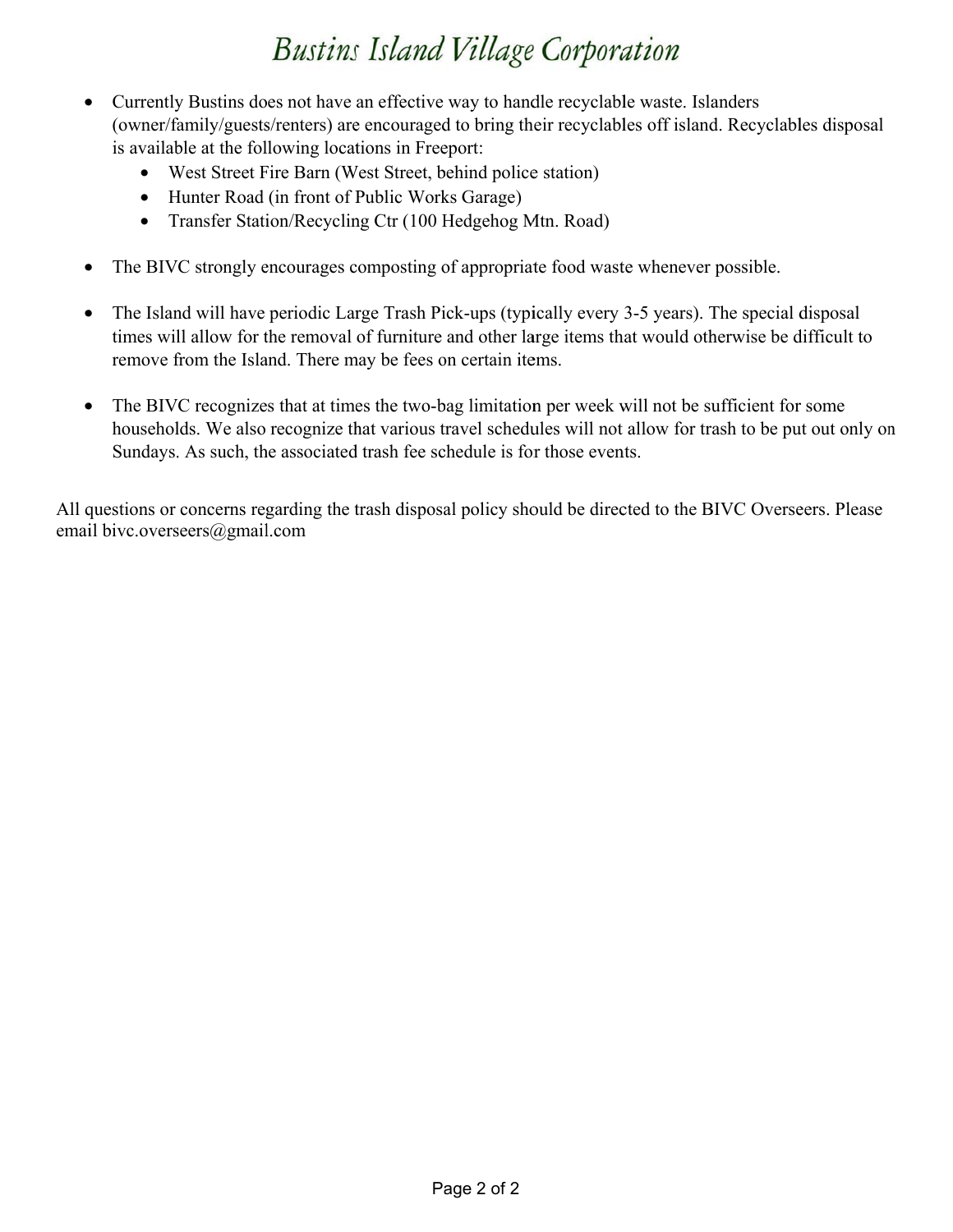# Bustins Island Village Corporation

- Currently Bustins does not have an effective way to handle recyclable waste. Islanders (owner/family/guests/renters) are encouraged to bring their recyclables off island. Recyclables disposal is available at the following locations in Freeport:
  - West Street Fire Barn (West Street, behind police station)
  - Hunter Road (in front of Public Works Garage)
  - Transfer Station/Recycling Ctr (100 Hedgehog Mtn. Road)

- The BIVC strongly encourages composting of appropriate food waste whenever possible.

- The Island will have periodic Large Trash Pick-ups (typically every 3-5 years). The special disposal times will allow for the removal of furniture and other large items that would otherwise be difficult to remove from the Island. There may be fees on certain items.

- The BIVC recognizes that at times the two-bag limitation per week will not be sufficient for some households. We also recognize that various travel schedules will not allow for trash to be put out only on Sundays. As such, the associated trash fee schedule is for those events.

All questions or concerns regarding the trash disposal policy should be directed to the BIVC Overseers. Please email bivc.overseers@gmail.com